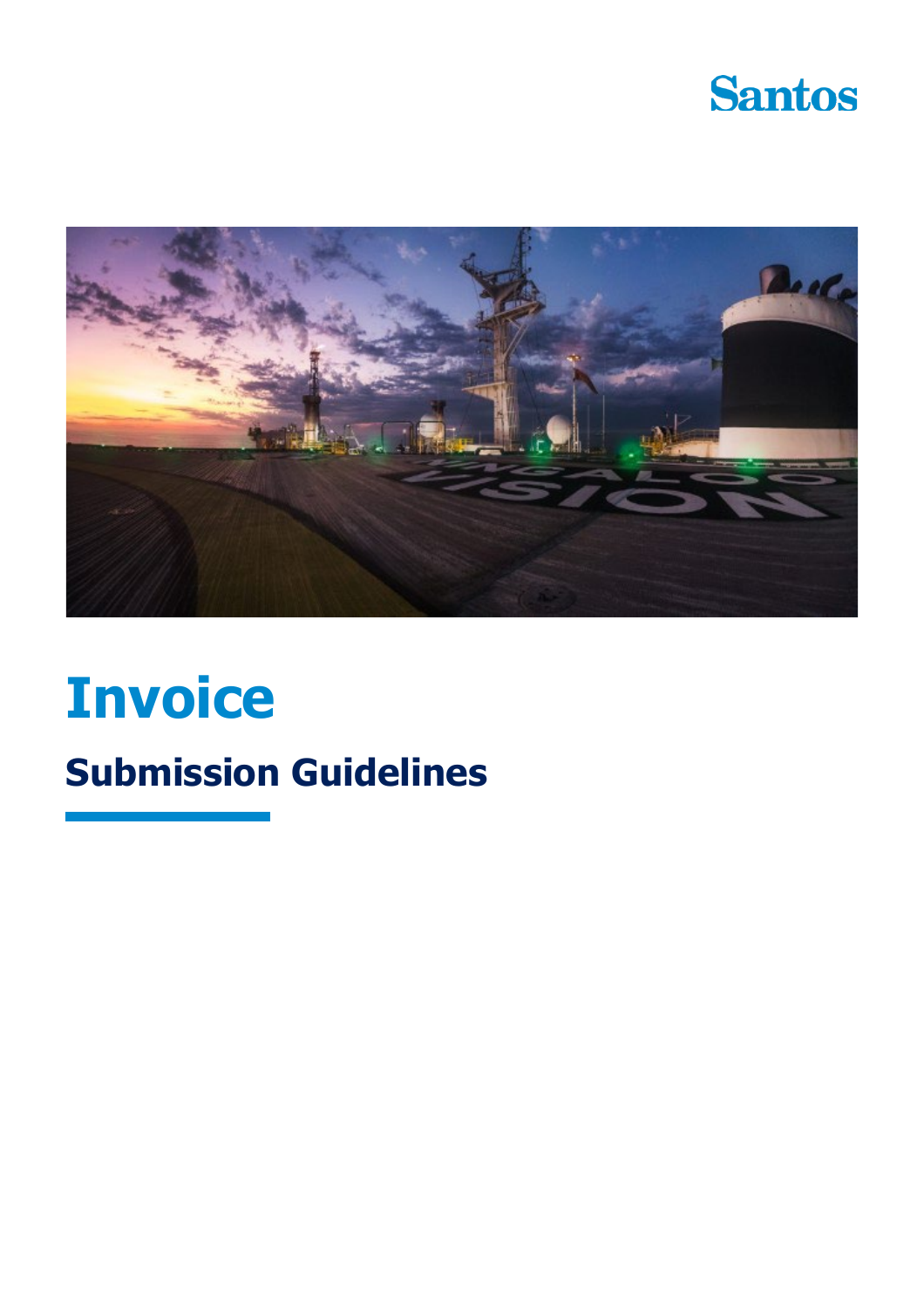Santos

# Invoice

## Submission Guidelines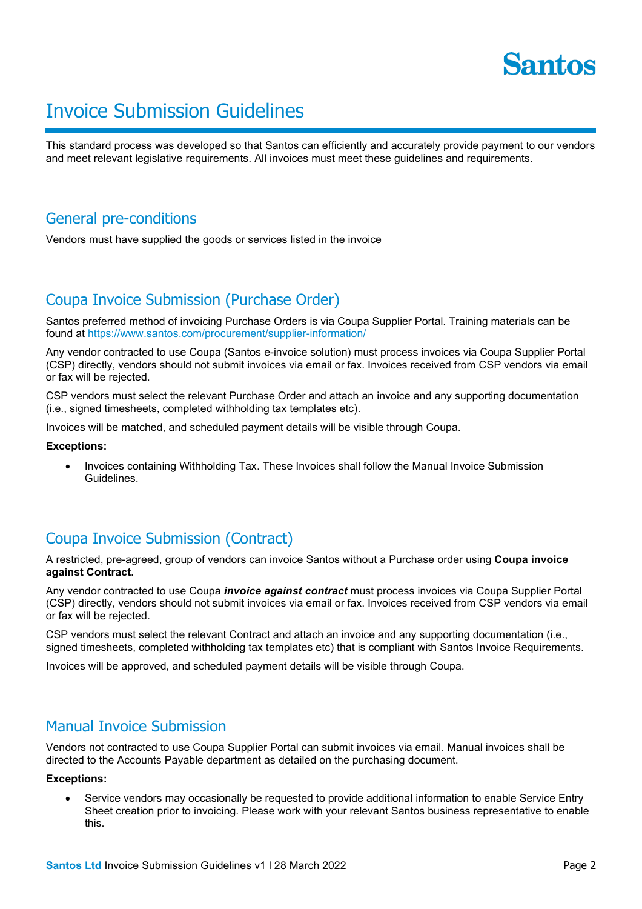# Invoice Submission Guidelines

This standard process was developed so that Santos can efficiently and accurately provide payment to our vendors and meet relevant legislative requirements. All invoices must meet these guidelines and requirements.

## General pre-conditions

Vendors must have supplied the goods or services listed in the invoice

## Coupa Invoice Submission (Purchase Order)

Santos preferred method of invoicing Purchase Orders is via Coupa Supplier Portal. Training materials can be found at https://www.santos.com/procurement/supplier-information/

Any vendor contracted to use Coupa (Santos e-invoice solution) must process invoices via Coupa Supplier Portal (CSP) directly, vendors should not submit invoices via email or fax. Invoices received from CSP vendors via email or fax will be rejected.

CSP vendors must select the relevant Purchase Order and attach an invoice and any supporting documentation (i.e., signed timesheets, completed withholding tax templates etc).

Invoices will be matched, and scheduled payment details will be visible through Coupa.

**Exceptions:**

- Invoices containing Withholding Tax. These Invoices shall follow the Manual Invoice Submission Guidelines.

## Coupa Invoice Submission (Contract)

A restricted, pre-agreed, group of vendors can invoice Santos without a Purchase order using **Coupa invoice against Contract.**

Any vendor contracted to use Coupa ***invoice against contract*** must process invoices via Coupa Supplier Portal (CSP) directly, vendors should not submit invoices via email or fax. Invoices received from CSP vendors via email or fax will be rejected.

CSP vendors must select the relevant Contract and attach an invoice and any supporting documentation (i.e., signed timesheets, completed withholding tax templates etc) that is compliant with Santos Invoice Requirements.

Invoices will be approved, and scheduled payment details will be visible through Coupa.

## Manual Invoice Submission

Vendors not contracted to use Coupa Supplier Portal can submit invoices via email. Manual invoices shall be directed to the Accounts Payable department as detailed on the purchasing document.

**Exceptions:**

- Service vendors may occasionally be requested to provide additional information to enable Service Entry Sheet creation prior to invoicing. Please work with your relevant Santos business representative to enable this.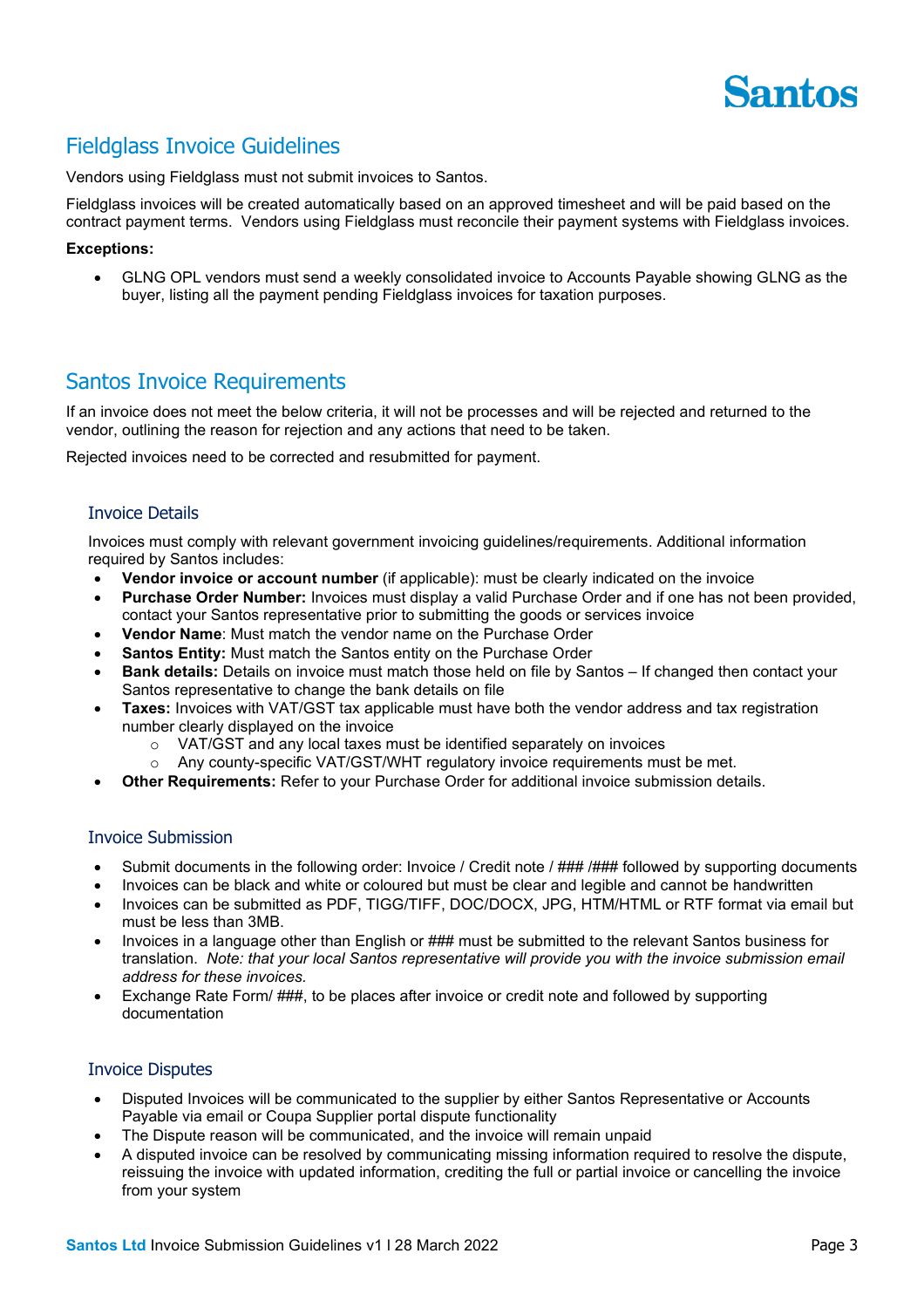## Fieldglass Invoice Guidelines

Vendors using Fieldglass must not submit invoices to Santos.

Fieldglass invoices will be created automatically based on an approved timesheet and will be paid based on the contract payment terms. Vendors using Fieldglass must reconcile their payment systems with Fieldglass invoices.

**Exceptions:**

- GLNG OPL vendors must send a weekly consolidated invoice to Accounts Payable showing GLNG as the buyer, listing all the payment pending Fieldglass invoices for taxation purposes.

## Santos Invoice Requirements

If an invoice does not meet the below criteria, it will not be processes and will be rejected and returned to the vendor, outlining the reason for rejection and any actions that need to be taken.

Rejected invoices need to be corrected and resubmitted for payment.

### Invoice Details

Invoices must comply with relevant government invoicing guidelines/requirements. Additional information required by Santos includes:

- **Vendor invoice or account number** (if applicable): must be clearly indicated on the invoice
- **Purchase Order Number:** Invoices must display a valid Purchase Order and if one has not been provided, contact your Santos representative prior to submitting the goods or services invoice
- **Vendor Name**: Must match the vendor name on the Purchase Order
- **Santos Entity:** Must match the Santos entity on the Purchase Order
- **Bank details:** Details on invoice must match those held on file by Santos – If changed then contact your Santos representative to change the bank details on file
- **Taxes:** Invoices with VAT/GST tax applicable must have both the vendor address and tax registration number clearly displayed on the invoice
  - VAT/GST and any local taxes must be identified separately on invoices
  - Any county-specific VAT/GST/WHT regulatory invoice requirements must be met.
- **Other Requirements:** Refer to your Purchase Order for additional invoice submission details.

### Invoice Submission

- Submit documents in the following order: Invoice / Credit note / ### /### followed by supporting documents
- Invoices can be black and white or coloured but must be clear and legible and cannot be handwritten
- Invoices can be submitted as PDF, TIGG/TIFF, DOC/DOCX, JPG, HTM/HTML or RTF format via email but must be less than 3MB.
- Invoices in a language other than English or ### must be submitted to the relevant Santos business for translation. *Note: that your local Santos representative will provide you with the invoice submission email address for these invoices.*
- Exchange Rate Form/ ###, to be places after invoice or credit note and followed by supporting documentation

### Invoice Disputes

- Disputed Invoices will be communicated to the supplier by either Santos Representative or Accounts Payable via email or Coupa Supplier portal dispute functionality
- The Dispute reason will be communicated, and the invoice will remain unpaid
- A disputed invoice can be resolved by communicating missing information required to resolve the dispute, reissuing the invoice with updated information, crediting the full or partial invoice or cancelling the invoice from your system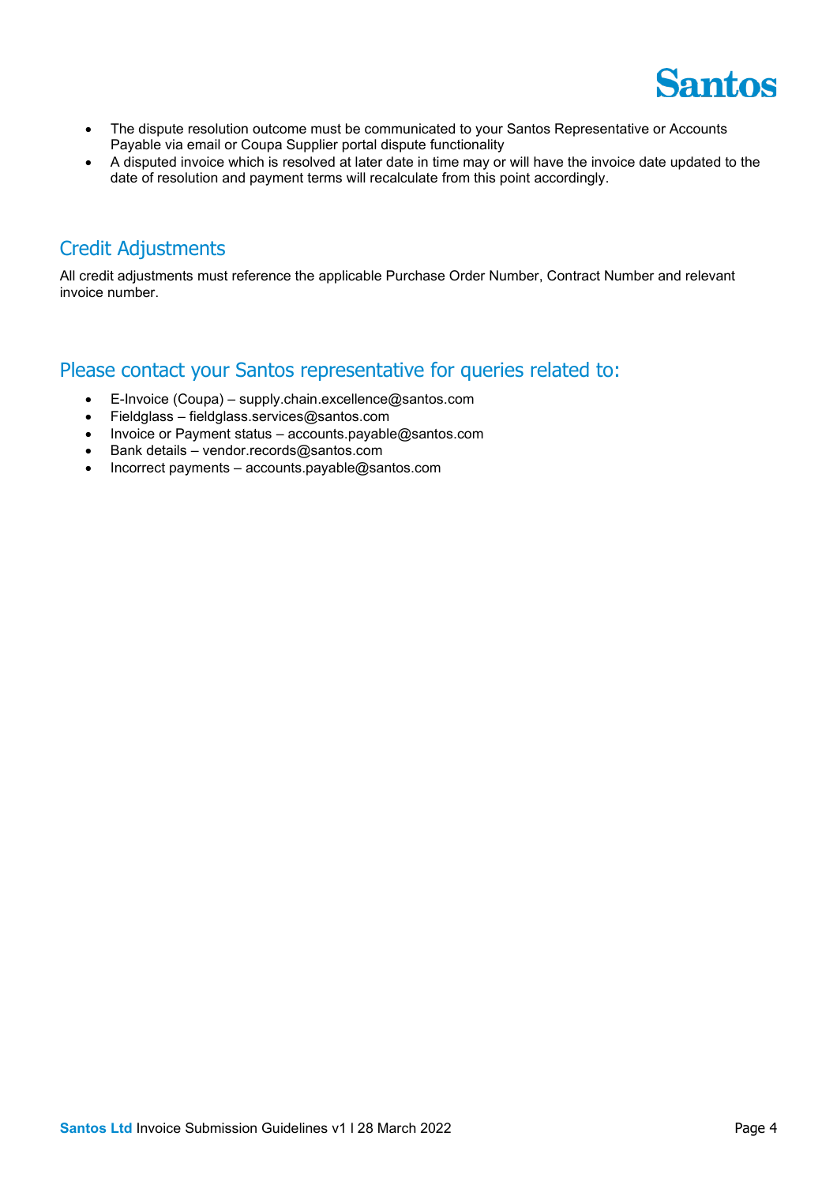- The dispute resolution outcome must be communicated to your Santos Representative or Accounts Payable via email or Coupa Supplier portal dispute functionality
- A disputed invoice which is resolved at later date in time may or will have the invoice date updated to the date of resolution and payment terms will recalculate from this point accordingly.

## Credit Adjustments

All credit adjustments must reference the applicable Purchase Order Number, Contract Number and relevant invoice number.

## Please contact your Santos representative for queries related to:

- E-Invoice (Coupa) – supply.chain.excellence@santos.com
- Fieldglass – fieldglass.services@santos.com
- Invoice or Payment status – accounts.payable@santos.com
- Bank details – vendor.records@santos.com
- Incorrect payments – accounts.payable@santos.com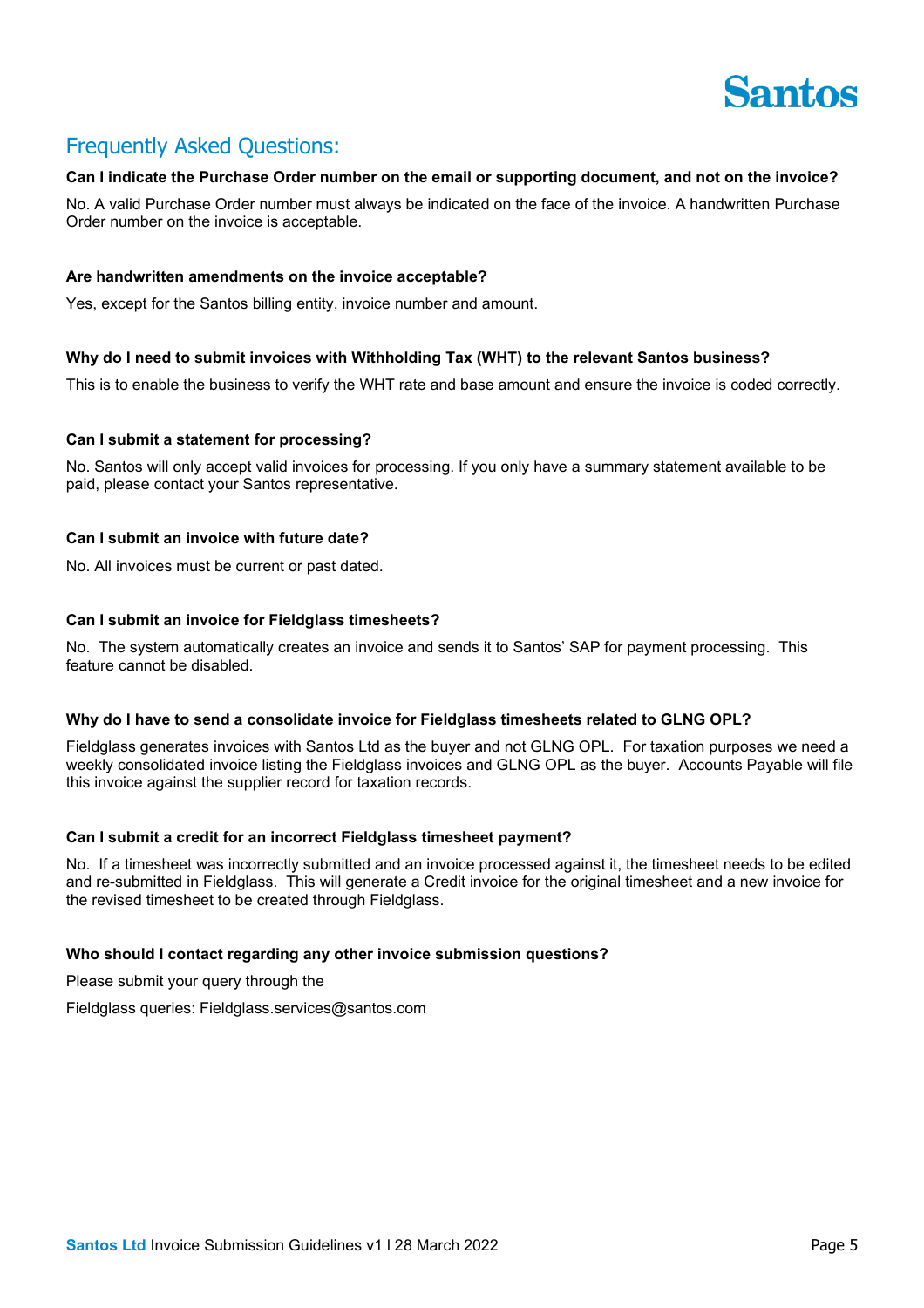## Frequently Asked Questions:

**Can I indicate the Purchase Order number on the email or supporting document, and not on the invoice?**

No. A valid Purchase Order number must always be indicated on the face of the invoice. A handwritten Purchase Order number on the invoice is acceptable.

**Are handwritten amendments on the invoice acceptable?**

Yes, except for the Santos billing entity, invoice number and amount.

**Why do I need to submit invoices with Withholding Tax (WHT) to the relevant Santos business?**

This is to enable the business to verify the WHT rate and base amount and ensure the invoice is coded correctly.

**Can I submit a statement for processing?**

No. Santos will only accept valid invoices for processing. If you only have a summary statement available to be paid, please contact your Santos representative.

**Can I submit an invoice with future date?**

No. All invoices must be current or past dated.

**Can I submit an invoice for Fieldglass timesheets?**

No. The system automatically creates an invoice and sends it to Santos' SAP for payment processing. This feature cannot be disabled.

**Why do I have to send a consolidate invoice for Fieldglass timesheets related to GLNG OPL?**

Fieldglass generates invoices with Santos Ltd as the buyer and not GLNG OPL. For taxation purposes we need a weekly consolidated invoice listing the Fieldglass invoices and GLNG OPL as the buyer. Accounts Payable will file this invoice against the supplier record for taxation records.

**Can I submit a credit for an incorrect Fieldglass timesheet payment?**

No. If a timesheet was incorrectly submitted and an invoice processed against it, the timesheet needs to be edited and re-submitted in Fieldglass. This will generate a Credit invoice for the original timesheet and a new invoice for the revised timesheet to be created through Fieldglass.

**Who should I contact regarding any other invoice submission questions?**

Please submit your query through the

Fieldglass queries: Fieldglass.services@santos.com